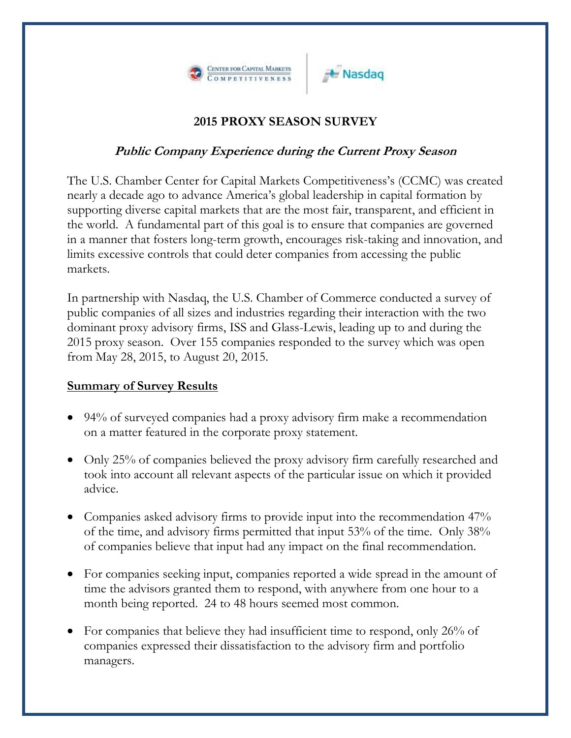# 2015 PROXY SEASON SURVEY

## *Public Company Experience during the Current Proxy Season*

The U.S. Chamber Center for Capital Markets Competitiveness's (CCMC) was created nearly a decade ago to advance America's global leadership in capital formation by supporting diverse capital markets that are the most fair, transparent, and efficient in the world. A fundamental part of this goal is to ensure that companies are governed in a manner that fosters long-term growth, encourages risk-taking and innovation, and limits excessive controls that could deter companies from accessing the public markets.

In partnership with Nasdaq, the U.S. Chamber of Commerce conducted a survey of public companies of all sizes and industries regarding their interaction with the two dominant proxy advisory firms, ISS and Glass-Lewis, leading up to and during the 2015 proxy season. Over 155 companies responded to the survey which was open from May 28, 2015, to August 20, 2015.

**Summary of Survey Results**

- 94% of surveyed companies had a proxy advisory firm make a recommendation on a matter featured in the corporate proxy statement.
- Only 25% of companies believed the proxy advisory firm carefully researched and took into account all relevant aspects of the particular issue on which it provided advice.
- Companies asked advisory firms to provide input into the recommendation 47% of the time, and advisory firms permitted that input 53% of the time. Only 38% of companies believe that input had any impact on the final recommendation.
- For companies seeking input, companies reported a wide spread in the amount of time the advisors granted them to respond, with anywhere from one hour to a month being reported. 24 to 48 hours seemed most common.
- For companies that believe they had insufficient time to respond, only 26% of companies expressed their dissatisfaction to the advisory firm and portfolio managers.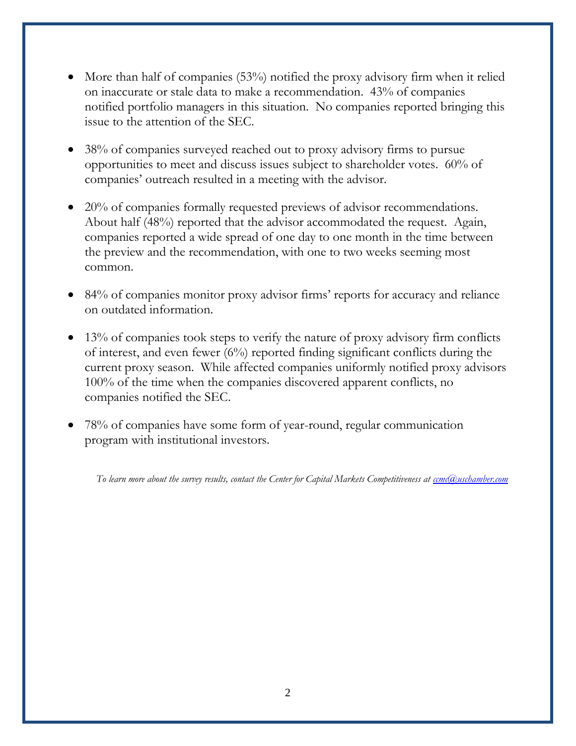- More than half of companies (53%) notified the proxy advisory firm when it relied on inaccurate or stale data to make a recommendation. 43% of companies notified portfolio managers in this situation. No companies reported bringing this issue to the attention of the SEC.

- 38% of companies surveyed reached out to proxy advisory firms to pursue opportunities to meet and discuss issues subject to shareholder votes. 60% of companies' outreach resulted in a meeting with the advisor.

- 20% of companies formally requested previews of advisor recommendations. About half (48%) reported that the advisor accommodated the request. Again, companies reported a wide spread of one day to one month in the time between the preview and the recommendation, with one to two weeks seeming most common.

- 84% of companies monitor proxy advisor firms' reports for accuracy and reliance on outdated information.

- 13% of companies took steps to verify the nature of proxy advisory firm conflicts of interest, and even fewer (6%) reported finding significant conflicts during the current proxy season. While affected companies uniformly notified proxy advisors 100% of the time when the companies discovered apparent conflicts, no companies notified the SEC.

- 78% of companies have some form of year-round, regular communication program with institutional investors.

*To learn more about the survey results, contact the Center for Capital Markets Competitiveness at ccmc@uschamber.com*